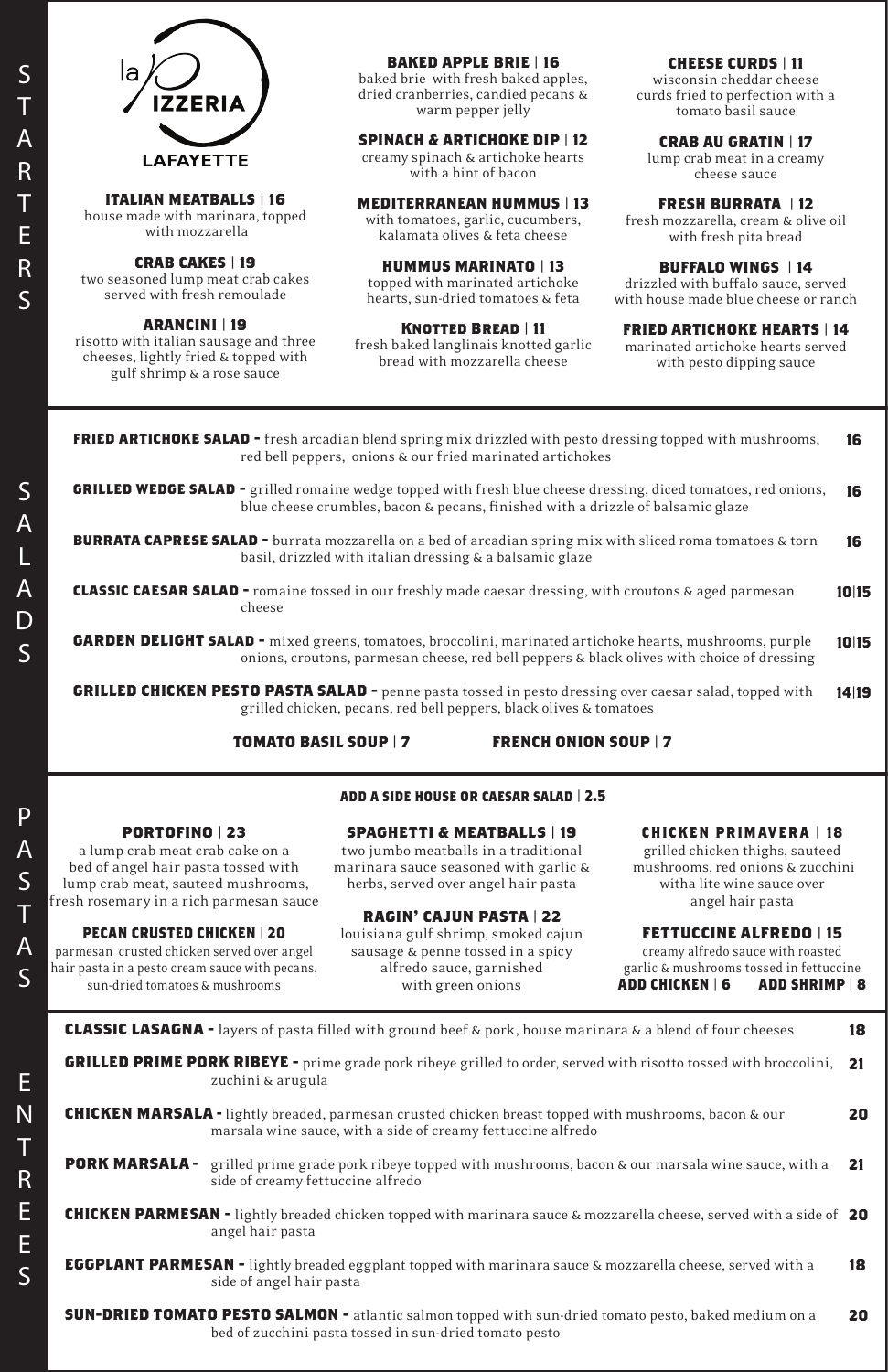# la Pizzeria Lafayette

## STARTERS

**ITALIAN MEATBALLS | 16**
house made with marinara, topped with mozzarella

**CRAB CAKES | 19**
two seasoned lump meat crab cakes served with fresh remoulade

**ARANCINI | 19**
risotto with italian sausage and three cheeses, lightly fried & topped with gulf shrimp & a rose sauce

**BAKED APPLE BRIE | 16**
baked brie with fresh baked apples, dried cranberries, candied pecans & warm pepper jelly

**SPINACH & ARTICHOKE DIP | 12**
creamy spinach & artichoke hearts with a hint of bacon

**MEDITERRANEAN HUMMUS | 13**
with tomatoes, garlic, cucumbers, kalamata olives & feta cheese

**HUMMUS MARINATO | 13**
topped with marinated artichoke hearts, sun-dried tomatoes & feta

**KNOTTED BREAD | 11**
fresh baked langlinais knotted garlic bread with mozzarella cheese

**CHEESE CURDS | 11**
wisconsin cheddar cheese curds fried to perfection with a tomato basil sauce

**CRAB AU GRATIN | 17**
lump crab meat in a creamy cheese sauce

**FRESH BURRATA | 12**
fresh mozzarella, cream & olive oil with fresh pita bread

**BUFFALO WINGS | 14**
drizzled with buffalo sauce, served with house made blue cheese or ranch

**FRIED ARTICHOKE HEARTS | 14**
marinated artichoke hearts served with pesto dipping sauce

## SALADS

**FRIED ARTICHOKE SALAD -** fresh arcadian blend spring mix drizzled with pesto dressing topped with mushrooms, red bell peppers, onions & our fried marinated artichokes **16**

**GRILLED WEDGE SALAD -** grilled romaine wedge topped with fresh blue cheese dressing, diced tomatoes, red onions, blue cheese crumbles, bacon & pecans, finished with a drizzle of balsamic glaze **16**

**BURRATA CAPRESE SALAD -** burrata mozzarella on a bed of arcadian spring mix with sliced roma tomatoes & torn basil, drizzled with italian dressing & a balsamic glaze **16**

**CLASSIC CAESAR SALAD -** romaine tossed in our freshly made caesar dressing, with croutons & aged parmesan cheese **10|15**

**GARDEN DELIGHT SALAD -** mixed greens, tomatoes, broccolini, marinated artichoke hearts, mushrooms, purple onions, croutons, parmesan cheese, red bell peppers & black olives with choice of dressing **10|15**

**GRILLED CHICKEN PESTO PASTA SALAD -** penne pasta tossed in pesto dressing over caesar salad, topped with grilled chicken, pecans, red bell peppers, black olives & tomatoes **14|19**

**TOMATO BASIL SOUP | 7**

**FRENCH ONION SOUP | 7**

## PASTAS

**ADD A SIDE HOUSE OR CAESAR SALAD | 2.5**

**PORTOFINO | 23**
a lump crab meat crab cake on a bed of angel hair pasta tossed with lump crab meat, sauteed mushrooms, fresh rosemary in a rich parmesan sauce

**PECAN CRUSTED CHICKEN | 20**
parmesan crusted chicken served over angel hair pasta in a pesto cream sauce with pecans, sun-dried tomatoes & mushrooms

**SPAGHETTI & MEATBALLS | 19**
two jumbo meatballs in a traditional marinara sauce seasoned with garlic & herbs, served over angel hair pasta

**RAGIN' CAJUN PASTA | 22**
louisiana gulf shrimp, smoked cajun sausage & penne tossed in a spicy alfredo sauce, garnished with green onions

**CHICKEN PRIMAVERA | 18**
grilled chicken thighs, sauteed mushrooms, red onions & zucchini witha lite wine sauce over angel hair pasta

**FETTUCCINE ALFREDO | 15**
creamy alfredo sauce with roasted garlic & mushrooms tossed in fettuccine
**ADD CHICKEN | 6  ADD SHRIMP | 8**

## ENTREES

**CLASSIC LASAGNA -** layers of pasta filled with ground beef & pork, house marinara & a blend of four cheeses **18**

**GRILLED PRIME PORK RIBEYE -** prime grade pork ribeye grilled to order, served with risotto tossed with broccolini, zuchini & arugula **21**

**CHICKEN MARSALA -** lightly breaded, parmesan crusted chicken breast topped with mushrooms, bacon & our marsala wine sauce, with a side of creamy fettuccine alfredo **20**

**PORK MARSALA -** grilled prime grade pork ribeye topped with mushrooms, bacon & our marsala wine sauce, with a side of creamy fettuccine alfredo **21**

**CHICKEN PARMESAN -** lightly breaded chicken topped with marinara sauce & mozzarella cheese, served with a side of angel hair pasta **20**

**EGGPLANT PARMESAN -** lightly breaded eggplant topped with marinara sauce & mozzarella cheese, served with a side of angel hair pasta **18**

**SUN-DRIED TOMATO PESTO SALMON -** atlantic salmon topped with sun-dried tomato pesto, baked medium on a bed of zucchini pasta tossed in sun-dried tomato pesto **20**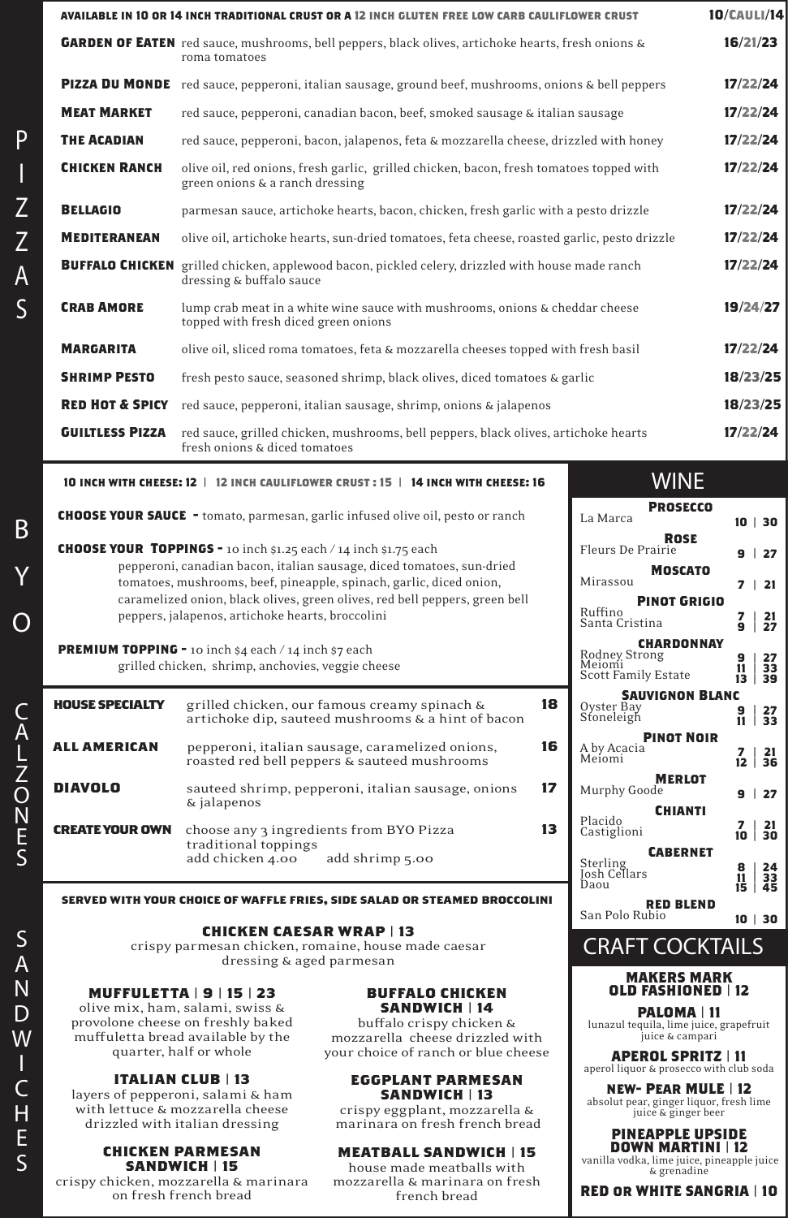## PIZZAS

**AVAILABLE IN 10 OR 14 INCH TRADITIONAL CRUST OR A 12 INCH GLUTEN FREE LOW CARB CAULIFLOWER CRUST** — 10/CAULI/14

| | | |
|---|---|---|
| **GARDEN OF EATEN** | red sauce, mushrooms, bell peppers, black olives, artichoke hearts, fresh onions & roma tomatoes | 16/21/23 |
| **PIZZA DU MONDE** | red sauce, pepperoni, italian sausage, ground beef, mushrooms, onions & bell peppers | 17/22/24 |
| **MEAT MARKET** | red sauce, pepperoni, canadian bacon, beef, smoked sausage & italian sausage | 17/22/24 |
| **THE ACADIAN** | red sauce, pepperoni, bacon, jalapenos, feta & mozzarella cheese, drizzled with honey | 17/22/24 |
| **CHICKEN RANCH** | olive oil, red onions, fresh garlic, grilled chicken, bacon, fresh tomatoes topped with green onions & a ranch dressing | 17/22/24 |
| **BELLAGIO** | parmesan sauce, artichoke hearts, bacon, chicken, fresh garlic with a pesto drizzle | 17/22/24 |
| **MEDITERANEAN** | olive oil, artichoke hearts, sun-dried tomatoes, feta cheese, roasted garlic, pesto drizzle | 17/22/24 |
| **BUFFALO CHICKEN** | grilled chicken, applewood bacon, pickled celery, drizzled with house made ranch dressing & buffalo sauce | 17/22/24 |
| **CRAB AMORE** | lump crab meat in a white wine sauce with mushrooms, onions & cheddar cheese topped with fresh diced green onions | 19/24/27 |
| **MARGARITA** | olive oil, sliced roma tomatoes, feta & mozzarella cheeses topped with fresh basil | 17/22/24 |
| **SHRIMP PESTO** | fresh pesto sauce, seasoned shrimp, black olives, diced tomatoes & garlic | 18/23/25 |
| **RED HOT & SPICY** | red sauce, pepperoni, italian sausage, shrimp, onions & jalapenos | 18/23/25 |
| **GUILTLESS PIZZA** | red sauce, grilled chicken, mushrooms, bell peppers, black olives, artichoke hearts fresh onions & diced tomatoes | 17/22/24 |

## BYO

**10 INCH WITH CHEESE: 12 | 12 INCH CAULIFLOWER CRUST : 15 | 14 INCH WITH CHEESE: 16**

**CHOOSE YOUR SAUCE -** tomato, parmesan, garlic infused olive oil, pesto or ranch

**CHOOSE YOUR TOPPINGS -** 10 inch $1.25 each / 14 inch $1.75 each
pepperoni, canadian bacon, italian sausage, diced tomatoes, sun-dried tomatoes, mushrooms, beef, pineapple, spinach, garlic, diced onion, caramelized onion, black olives, green olives, red bell peppers, green bell peppers, jalapenos, artichoke hearts, broccolini

**PREMIUM TOPPING -** 10 inch $4 each / 14 inch $7 each
grilled chicken, shrimp, anchovies, veggie cheese

## CALZONES

| | | |
|---|---|---|
| **HOUSE SPECIALTY** | grilled chicken, our famous creamy spinach & artichoke dip, sauteed mushrooms & a hint of bacon | 18 |
| **ALL AMERICAN** | pepperoni, italian sausage, caramelized onions, roasted red bell peppers & sauteed mushrooms | 16 |
| **DIAVOLO** | sauteed shrimp, pepperoni, italian sausage, onions & jalapenos | 17 |
| **CREATE YOUR OWN** | choose any 3 ingredients from BYO Pizza traditional toppings<br>add chicken 4.00 add shrimp 5.00 | 13 |

## SANDWICHES

**SERVED WITH YOUR CHOICE OF WAFFLE FRIES, SIDE SALAD OR STEAMED BROCCOLINI**

**CHICKEN CAESAR WRAP | 13**
crispy parmesan chicken, romaine, house made caesar dressing & aged parmesan

**MUFFULETTA | 9 | 15 | 23**
olive mix, ham, salami, swiss & provolone cheese on freshly baked muffuletta bread available by the quarter, half or whole

**ITALIAN CLUB | 13**
layers of pepperoni, salami & ham with lettuce & mozzarella cheese drizzled with italian dressing

**CHICKEN PARMESAN SANDWICH | 15**
crispy chicken, mozzarella & marinara on fresh french bread

**BUFFALO CHICKEN SANDWICH | 14**
buffalo crispy chicken & mozzarella cheese drizzled with your choice of ranch or blue cheese

**EGGPLANT PARMESAN SANDWICH | 13**
crispy eggplant, mozzarella & marinara on fresh french bread

**MEATBALL SANDWICH | 15**
house made meatballs with mozzarella & marinara on fresh french bread

## WINE

**PROSECCO**
- La Marca — 10 | 30

**ROSE**
- Fleurs De Prairie — 9 | 27

**MOSCATO**
- Mirassou — 7 | 21

**PINOT GRIGIO**
- Ruffino — 7 | 21
- Santa Cristina — 9 | 27

**CHARDONNAY**
- Rodney Strong — 9 | 27
- Meiomi — 11 | 33
- Scott Family Estate — 13 | 39

**SAUVIGNON BLANC**
- Oyster Bay — 9 | 27
- Stoneleigh — 11 | 33

**PINOT NOIR**
- A by Acacia — 7 | 21
- Meiomi — 12 | 36

**MERLOT**
- Murphy Goode — 9 | 27

**CHIANTI**
- Placido — 7 | 21
- Castiglioni — 10 | 30

**CABERNET**
- Sterling — 8 | 24
- Josh Cellars — 11 | 33
- Daou — 15 | 45

**RED BLEND**
- San Polo Rubio — 10 | 30

## CRAFT COCKTAILS

**MAKERS MARK OLD FASHIONED | 12**

**PALOMA | 11**
lunazul tequila, lime juice, grapefruit juice & campari

**APEROL SPRITZ | 11**
aperol liquor & prosecco with club soda

**NEW- PEAR MULE | 12**
absolut pear, ginger liquor, fresh lime juice & ginger beer

**PINEAPPLE UPSIDE DOWN MARTINI | 12**
vanilla vodka, lime juice, pineapple juice & grenadine

**RED OR WHITE SANGRIA | 10**